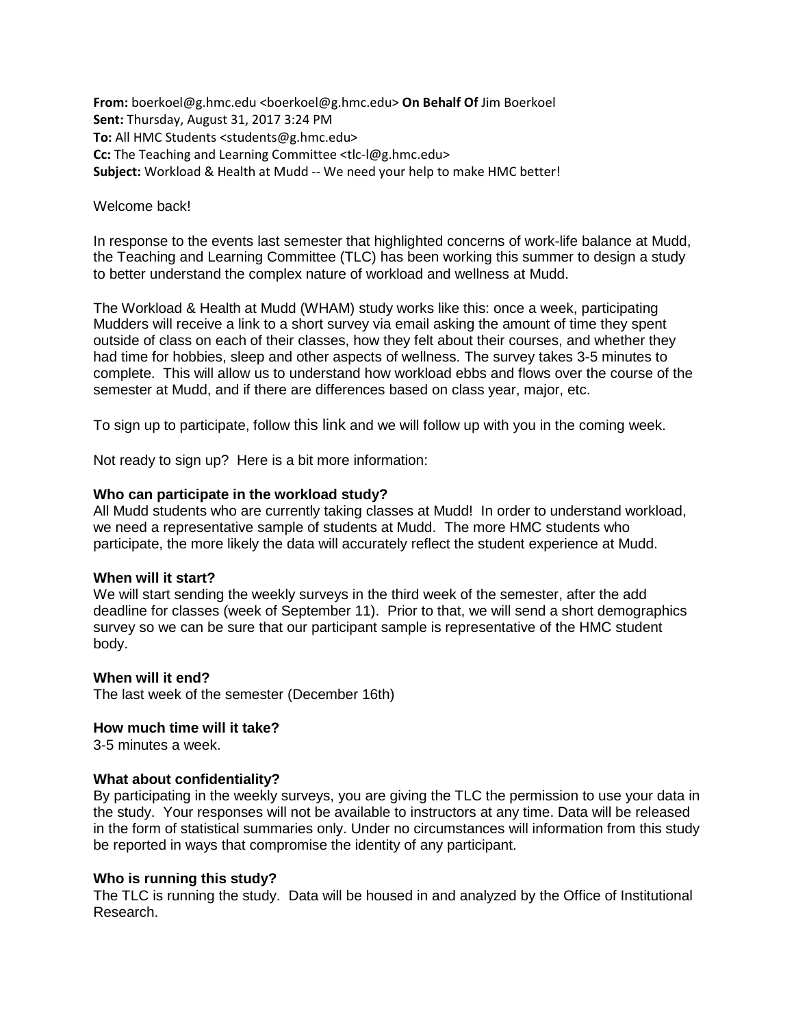**From:** boerkoel@g.hmc.edu <boerkoel@g.hmc.edu> **On Behalf Of** Jim Boerkoel
**Sent:** Thursday, August 31, 2017 3:24 PM
**To:** All HMC Students <students@g.hmc.edu>
**Cc:** The Teaching and Learning Committee <tlc-l@g.hmc.edu>
**Subject:** Workload & Health at Mudd -- We need your help to make HMC better!

Welcome back!

In response to the events last semester that highlighted concerns of work-life balance at Mudd, the Teaching and Learning Committee (TLC) has been working this summer to design a study to better understand the complex nature of workload and wellness at Mudd.

The Workload & Health at Mudd (WHAM) study works like this: once a week, participating Mudders will receive a link to a short survey via email asking the amount of time they spent outside of class on each of their classes, how they felt about their courses, and whether they had time for hobbies, sleep and other aspects of wellness. The survey takes 3-5 minutes to complete. This will allow us to understand how workload ebbs and flows over the course of the semester at Mudd, and if there are differences based on class year, major, etc.

To sign up to participate, follow this link and we will follow up with you in the coming week.

Not ready to sign up? Here is a bit more information:

**Who can participate in the workload study?**
All Mudd students who are currently taking classes at Mudd! In order to understand workload, we need a representative sample of students at Mudd. The more HMC students who participate, the more likely the data will accurately reflect the student experience at Mudd.

**When will it start?**
We will start sending the weekly surveys in the third week of the semester, after the add deadline for classes (week of September 11). Prior to that, we will send a short demographics survey so we can be sure that our participant sample is representative of the HMC student body.

**When will it end?**
The last week of the semester (December 16th)

**How much time will it take?**
3-5 minutes a week.

**What about confidentiality?**
By participating in the weekly surveys, you are giving the TLC the permission to use your data in the study. Your responses will not be available to instructors at any time. Data will be released in the form of statistical summaries only. Under no circumstances will information from this study be reported in ways that compromise the identity of any participant.

**Who is running this study?**
The TLC is running the study. Data will be housed in and analyzed by the Office of Institutional Research.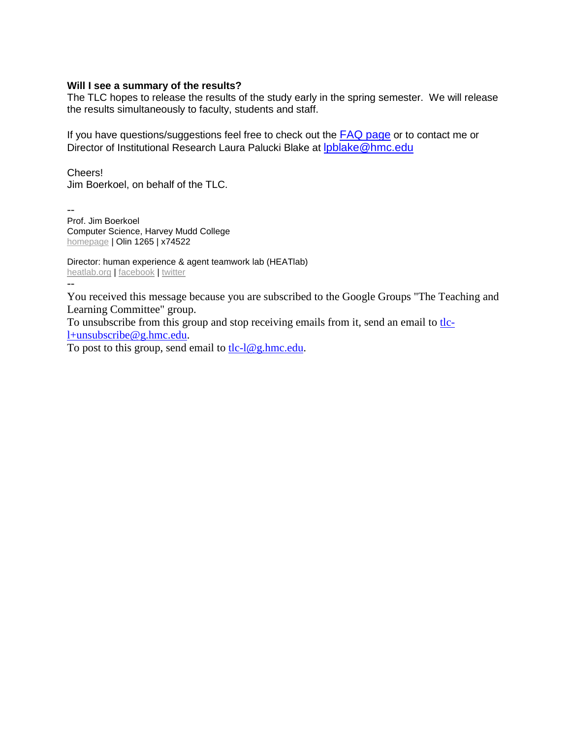**Will I see a summary of the results?**

The TLC hopes to release the results of the study early in the spring semester. We will release the results simultaneously to faculty, students and staff.

If you have questions/suggestions feel free to check out the FAQ page or to contact me or Director of Institutional Research Laura Palucki Blake at lpblake@hmc.edu

Cheers!
Jim Boerkoel, on behalf of the TLC.

--
Prof. Jim Boerkoel
Computer Science, Harvey Mudd College
homepage | Olin 1265 | x74522

Director: human experience & agent teamwork lab (HEATlab)
heatlab.org | facebook | twitter

--
You received this message because you are subscribed to the Google Groups "The Teaching and Learning Committee" group.
To unsubscribe from this group and stop receiving emails from it, send an email to tlc-l+unsubscribe@g.hmc.edu.
To post to this group, send email to tlc-l@g.hmc.edu.